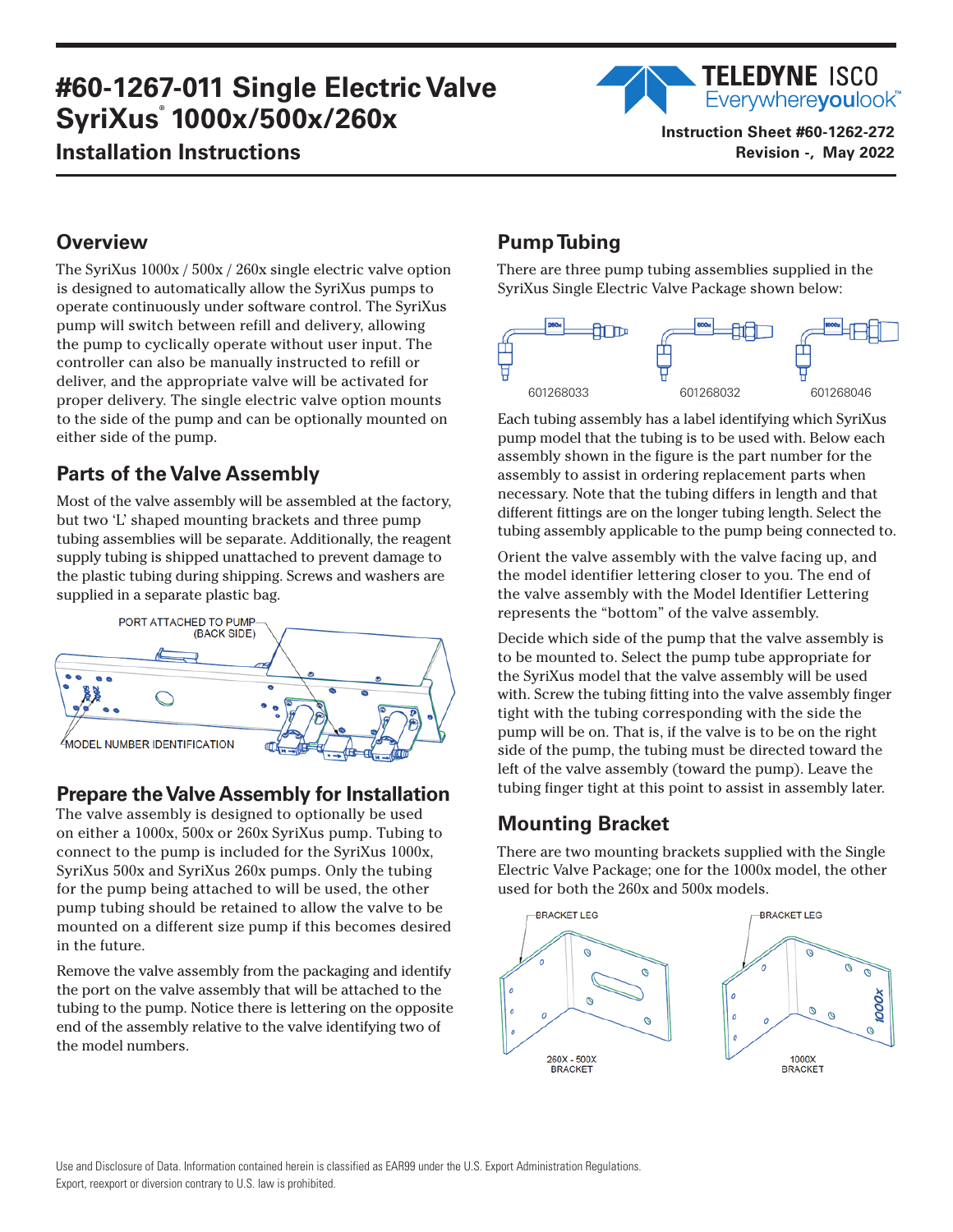# #60-1267-011 Single Electric Valve SyriXus® 1000x/500x/260x

## Installation Instructions

Instruction Sheet #60-1262-272
Revision -, May 2022

## Overview

The SyriXus 1000x / 500x / 260x single electric valve option is designed to automatically allow the SyriXus pumps to operate continuously under software control. The SyriXus pump will switch between refill and delivery, allowing the pump to cyclically operate without user input. The controller can also be manually instructed to refill or deliver, and the appropriate valve will be activated for proper delivery. The single electric valve option mounts to the side of the pump and can be optionally mounted on either side of the pump.

## Parts of the Valve Assembly

Most of the valve assembly will be assembled at the factory, but two 'L' shaped mounting brackets and three pump tubing assemblies will be separate. Additionally, the reagent supply tubing is shipped unattached to prevent damage to the plastic tubing during shipping. Screws and washers are supplied in a separate plastic bag.

PORT ATTACHED TO PUMP (BACK SIDE)

MODEL NUMBER IDENTIFICATION

## Prepare the Valve Assembly for Installation

The valve assembly is designed to optionally be used on either a 1000x, 500x or 260x SyriXus pump. Tubing to connect to the pump is included for the SyriXus 1000x, SyriXus 500x and SyriXus 260x pumps. Only the tubing for the pump being attached to will be used, the other pump tubing should be retained to allow the valve to be mounted on a different size pump if this becomes desired in the future.

Remove the valve assembly from the packaging and identify the port on the valve assembly that will be attached to the tubing to the pump. Notice there is lettering on the opposite end of the assembly relative to the valve identifying two of the model numbers.

## Pump Tubing

There are three pump tubing assemblies supplied in the SyriXus Single Electric Valve Package shown below:

601268033 601268032 601268046

Each tubing assembly has a label identifying which SyriXus pump model that the tubing is to be used with. Below each assembly shown in the figure is the part number for the assembly to assist in ordering replacement parts when necessary. Note that the tubing differs in length and that different fittings are on the longer tubing length. Select the tubing assembly applicable to the pump being connected to.

Orient the valve assembly with the valve facing up, and the model identifier lettering closer to you. The end of the valve assembly with the Model Identifier Lettering represents the "bottom" of the valve assembly.

Decide which side of the pump that the valve assembly is to be mounted to. Select the pump tube appropriate for the SyriXus model that the valve assembly will be used with. Screw the tubing fitting into the valve assembly finger tight with the tubing corresponding with the side the pump will be on. That is, if the valve is to be on the right side of the pump, the tubing must be directed toward the left of the valve assembly (toward the pump). Leave the tubing finger tight at this point to assist in assembly later.

## Mounting Bracket

There are two mounting brackets supplied with the Single Electric Valve Package; one for the 1000x model, the other used for both the 260x and 500x models.

BRACKET LEG

260X - 500X BRACKET

BRACKET LEG

1000X BRACKET

Use and Disclosure of Data. Information contained herein is classified as EAR99 under the U.S. Export Administration Regulations. Export, reexport or diversion contrary to U.S. law is prohibited.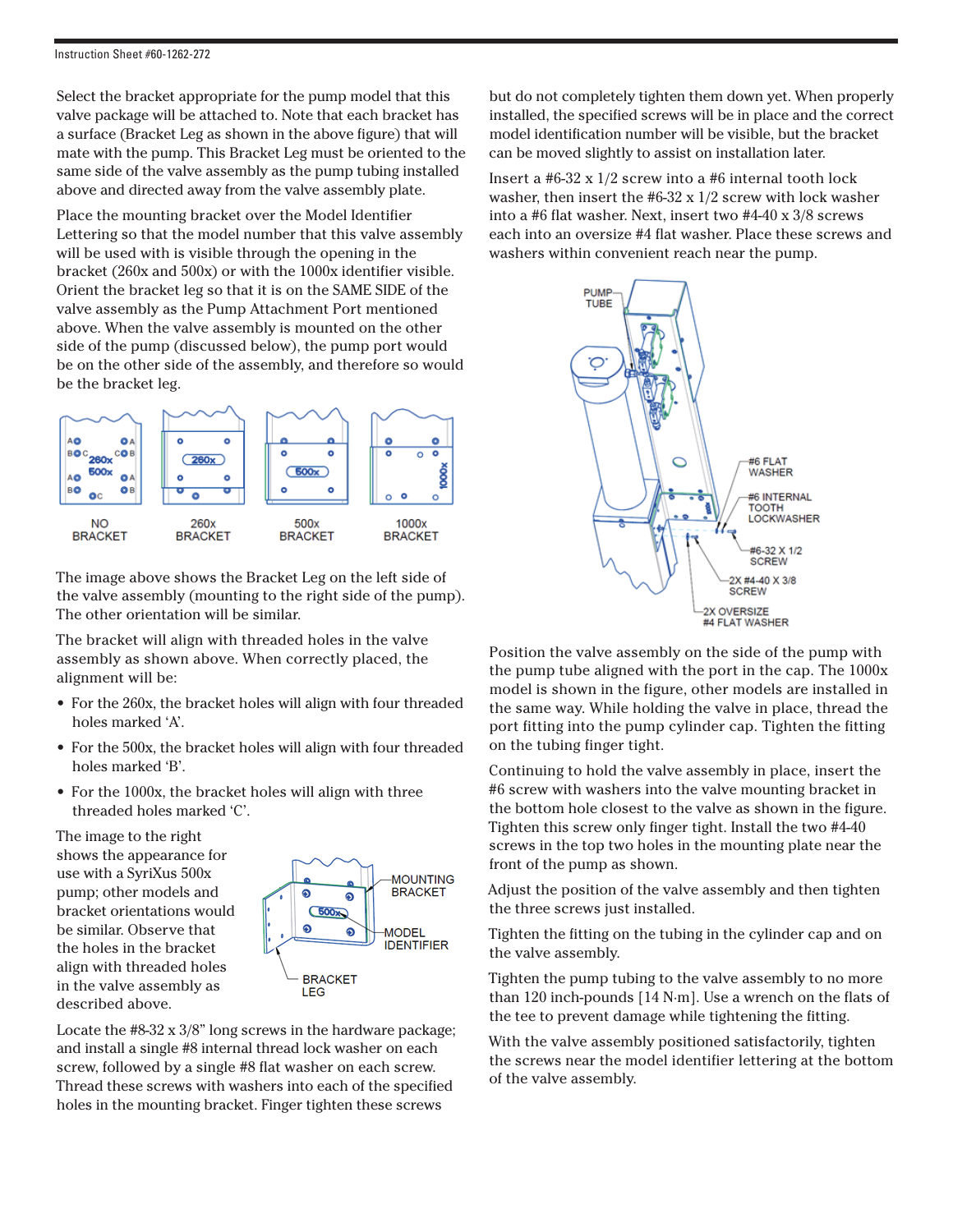Select the bracket appropriate for the pump model that this valve package will be attached to. Note that each bracket has a surface (Bracket Leg as shown in the above figure) that will mate with the pump. This Bracket Leg must be oriented to the same side of the valve assembly as the pump tubing installed above and directed away from the valve assembly plate.

Place the mounting bracket over the Model Identifier Lettering so that the model number that this valve assembly will be used with is visible through the opening in the bracket (260x and 500x) or with the 1000x identifier visible. Orient the bracket leg so that it is on the SAME SIDE of the valve assembly as the Pump Attachment Port mentioned above. When the valve assembly is mounted on the other side of the pump (discussed below), the pump port would be on the other side of the assembly, and therefore so would be the bracket leg.

NO BRACKET　260x BRACKET　500x BRACKET　1000x BRACKET

The image above shows the Bracket Leg on the left side of the valve assembly (mounting to the right side of the pump). The other orientation will be similar.

The bracket will align with threaded holes in the valve assembly as shown above. When correctly placed, the alignment will be:

- For the 260x, the bracket holes will align with four threaded holes marked 'A'.
- For the 500x, the bracket holes will align with four threaded holes marked 'B'.
- For the 1000x, the bracket holes will align with three threaded holes marked 'C'.

The image to the right shows the appearance for use with a SyriXus 500x pump; other models and bracket orientations would be similar. Observe that the holes in the bracket align with threaded holes in the valve assembly as described above.

MOUNTING BRACKET　MODEL IDENTIFIER　BRACKET LEG

Locate the #8-32 x 3/8" long screws in the hardware package; and install a single #8 internal thread lock washer on each screw, followed by a single #8 flat washer on each screw. Thread these screws with washers into each of the specified holes in the mounting bracket. Finger tighten these screws but do not completely tighten them down yet. When properly installed, the specified screws will be in place and the correct model identification number will be visible, but the bracket can be moved slightly to assist on installation later.

Insert a #6-32 x 1/2 screw into a #6 internal tooth lock washer, then insert the #6-32 x 1/2 screw with lock washer into a #6 flat washer. Next, insert two #4-40 x 3/8 screws each into an oversize #4 flat washer. Place these screws and washers within convenient reach near the pump.

PUMP TUBE　#6 FLAT WASHER　#6 INTERNAL TOOTH LOCKWASHER　#6-32 X 1/2 SCREW　2X #4-40 X 3/8 SCREW　2X OVERSIZE #4 FLAT WASHER

Position the valve assembly on the side of the pump with the pump tube aligned with the port in the cap. The 1000x model is shown in the figure, other models are installed in the same way. While holding the valve in place, thread the port fitting into the pump cylinder cap. Tighten the fitting on the tubing finger tight.

Continuing to hold the valve assembly in place, insert the #6 screw with washers into the valve mounting bracket in the bottom hole closest to the valve as shown in the figure. Tighten this screw only finger tight. Install the two #4-40 screws in the top two holes in the mounting plate near the front of the pump as shown.

Adjust the position of the valve assembly and then tighten the three screws just installed.

Tighten the fitting on the tubing in the cylinder cap and on the valve assembly.

Tighten the pump tubing to the valve assembly to no more than 120 inch-pounds [14 N·m]. Use a wrench on the flats of the tee to prevent damage while tightening the fitting.

With the valve assembly positioned satisfactorily, tighten the screws near the model identifier lettering at the bottom of the valve assembly.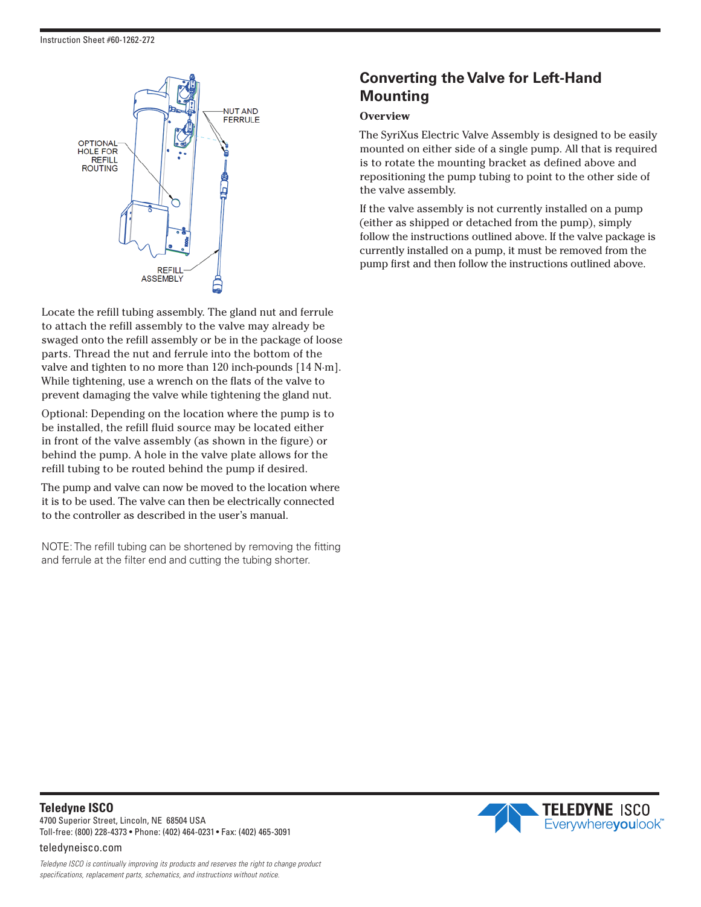OPTIONAL HOLE FOR REFILL ROUTING

NUT AND FERRULE

REFILL ASSEMBLY

Locate the refill tubing assembly. The gland nut and ferrule to attach the refill assembly to the valve may already be swaged onto the refill assembly or be in the package of loose parts. Thread the nut and ferrule into the bottom of the valve and tighten to no more than 120 inch-pounds [14 N·m]. While tightening, use a wrench on the flats of the valve to prevent damaging the valve while tightening the gland nut.

Optional: Depending on the location where the pump is to be installed, the refill fluid source may be located either in front of the valve assembly (as shown in the figure) or behind the pump. A hole in the valve plate allows for the refill tubing to be routed behind the pump if desired.

The pump and valve can now be moved to the location where it is to be used. The valve can then be electrically connected to the controller as described in the user's manual.

NOTE: The refill tubing can be shortened by removing the fitting and ferrule at the filter end and cutting the tubing shorter.

## Converting the Valve for Left-Hand Mounting

### Overview

The SyriXus Electric Valve Assembly is designed to be easily mounted on either side of a single pump. All that is required is to rotate the mounting bracket as defined above and repositioning the pump tubing to point to the other side of the valve assembly.

If the valve assembly is not currently installed on a pump (either as shipped or detached from the pump), simply follow the instructions outlined above. If the valve package is currently installed on a pump, it must be removed from the pump first and then follow the instructions outlined above.

**Teledyne ISCO**
4700 Superior Street, Lincoln, NE 68504 USA
Toll-free: (800) 228-4373 • Phone: (402) 464-0231 • Fax: (402) 465-3091
teledyneisco.com

*Teledyne ISCO is continually improving its products and reserves the right to change product specifications, replacement parts, schematics, and instructions without notice.*